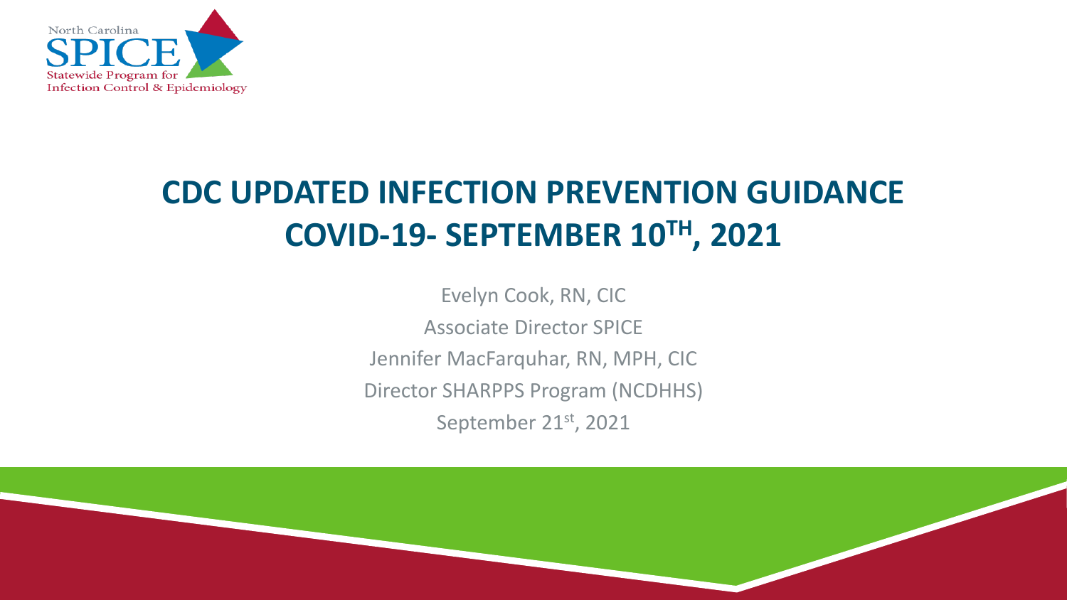North Carolina SPICE Statewide Program for Infection Control & Epidemiology

# CDC UPDATED INFECTION PREVENTION GUIDANCE COVID-19- SEPTEMBER 10TH, 2021

Evelyn Cook, RN, CIC

Associate Director SPICE

Jennifer MacFarquhar, RN, MPH, CIC

Director SHARPPS Program (NCDHHS)

September 21st, 2021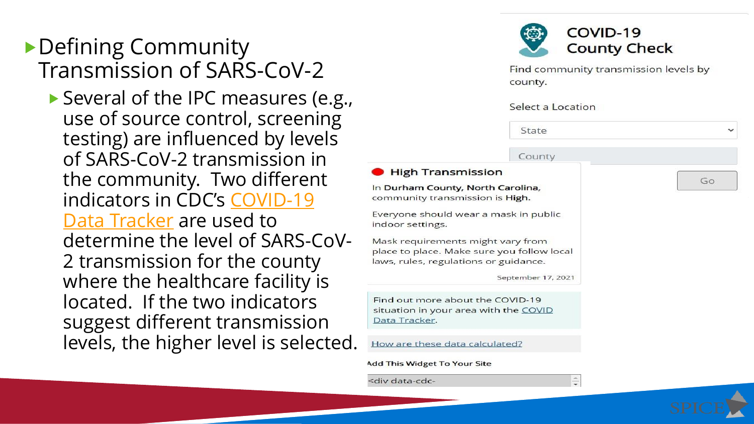- Defining Community Transmission of SARS-CoV-2
  - Several of the IPC measures (e.g., use of source control, screening testing) are influenced by levels of SARS-CoV-2 transmission in the community. Two different indicators in CDC's COVID-19 Data Tracker are used to determine the level of SARS-CoV-2 transmission for the county where the healthcare facility is located. If the two indicators suggest different transmission levels, the higher level is selected.

**COVID-19 County Check**

Find community transmission levels by county.

Select a Location

State

County

Go

**High Transmission**

In **Durham County, North Carolina,** community transmission is **High.**

Everyone should wear a mask in public indoor settings.

Mask requirements might vary from place to place. Make sure you follow local laws, rules, regulations or guidance.

September 17, 2021

Find out more about the COVID-19 situation in your area with the COVID Data Tracker.

How are these data calculated?

Add This Widget To Your Site

```
<div data-cdc-
```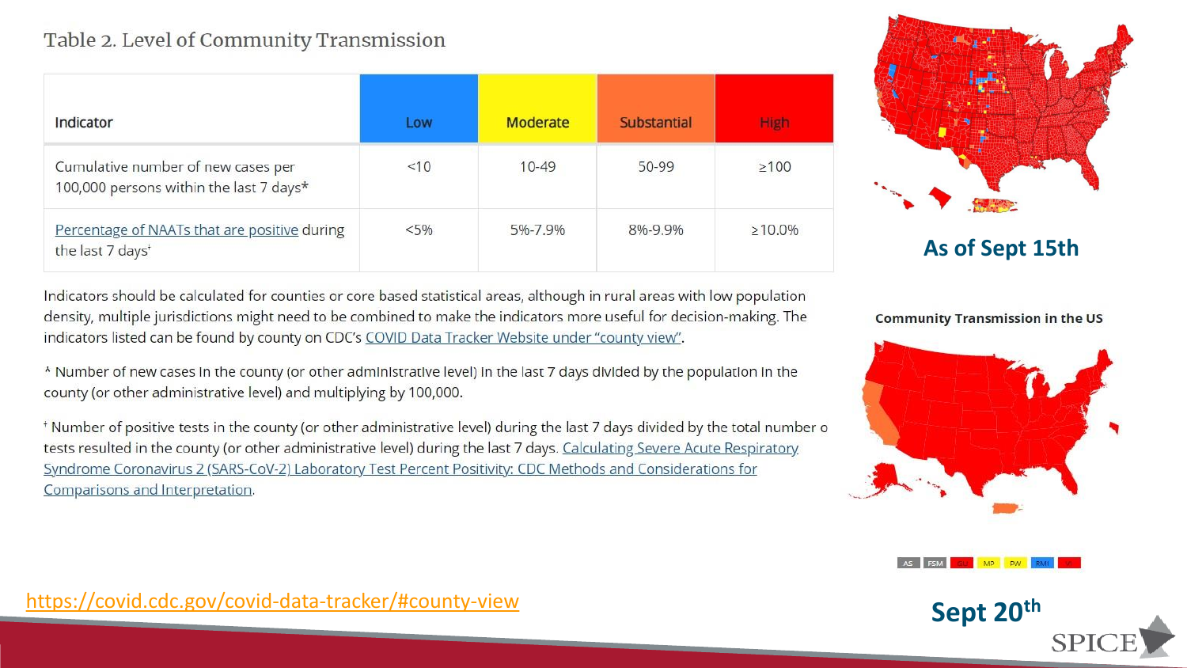Table 2. Level of Community Transmission

| Indicator | Low | Moderate | Substantial | High |
| --- | --- | --- | --- | --- |
| Cumulative number of new cases per 100,000 persons within the last 7 days* | <10 | 10-49 | 50-99 | ≥100 |
| Percentage of NAATs that are positive during the last 7 days† | <5% | 5%-7.9% | 8%-9.9% | ≥10.0% |

Indicators should be calculated for counties or core based statistical areas, although in rural areas with low population density, multiple jurisdictions might need to be combined to make the indicators more useful for decision-making. The indicators listed can be found by county on CDC's COVID Data Tracker Website under "county view".

* Number of new cases in the county (or other administrative level) in the last 7 days divided by the population in the county (or other administrative level) and multiplying by 100,000.

† Number of positive tests in the county (or other administrative level) during the last 7 days divided by the total number o tests resulted in the county (or other administrative level) during the last 7 days. Calculating Severe Acute Respiratory Syndrome Coronavirus 2 (SARS-CoV-2) Laboratory Test Percent Positivity: CDC Methods and Considerations for Comparisons and Interpretation.

https://covid.cdc.gov/covid-data-tracker/#county-view

**As of Sept 15th**

**Community Transmission in the US**

AS FSM GU MP PW RMI VI

**Sept 20th**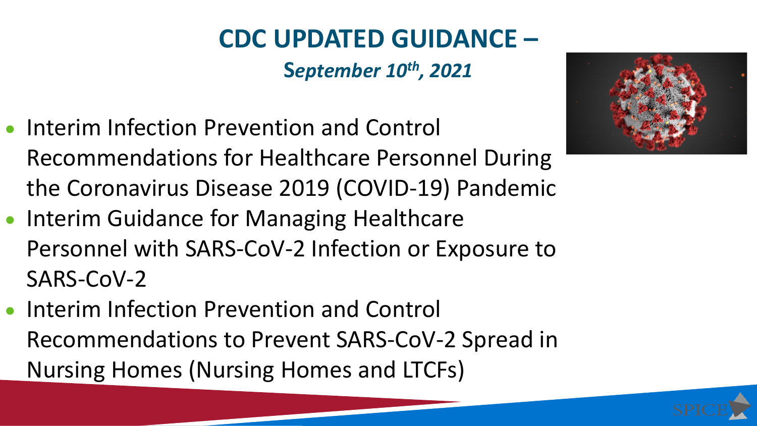# CDC UPDATED GUIDANCE –

***September 10th, 2021***

- Interim Infection Prevention and Control Recommendations for Healthcare Personnel During the Coronavirus Disease 2019 (COVID-19) Pandemic
- Interim Guidance for Managing Healthcare Personnel with SARS-CoV-2 Infection or Exposure to SARS-CoV-2
- Interim Infection Prevention and Control Recommendations to Prevent SARS-CoV-2 Spread in Nursing Homes (Nursing Homes and LTCFs)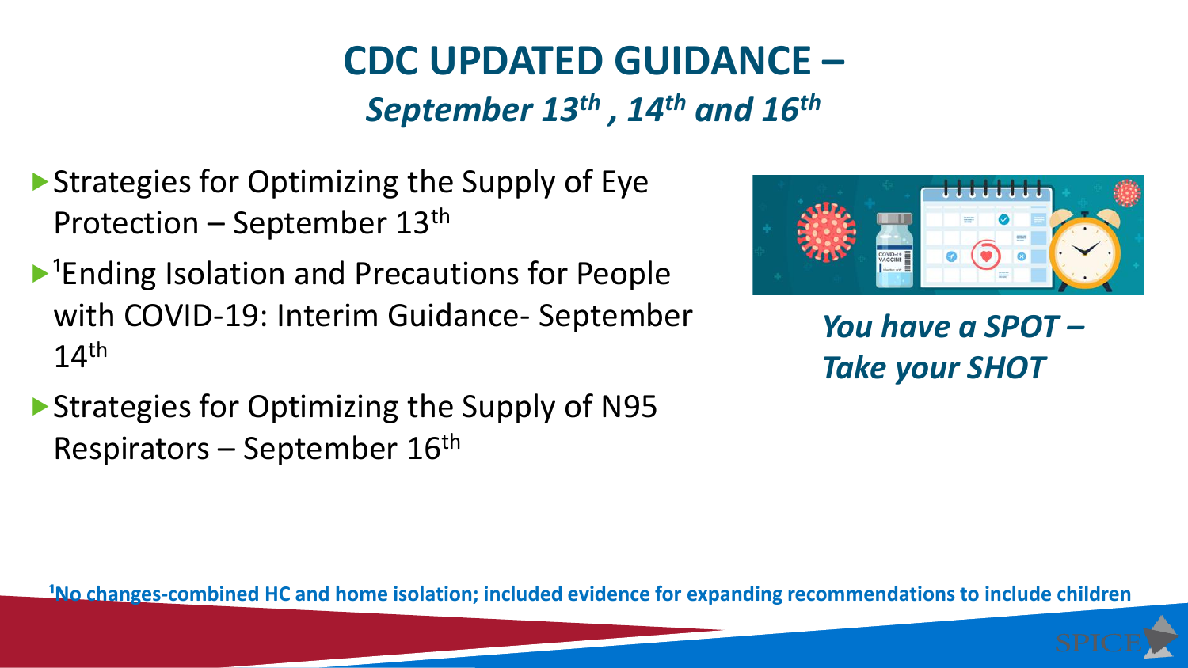# CDC UPDATED GUIDANCE –

## *September 13th, 14th and 16th*

- Strategies for Optimizing the Supply of Eye Protection – September 13th
- [1]Ending Isolation and Precautions for People with COVID-19: Interim Guidance- September 14th
- Strategies for Optimizing the Supply of N95 Respirators – September 16th

***You have a SPOT – Take your SHOT***

**[1]No changes-combined HC and home isolation; included evidence for expanding recommendations to include children**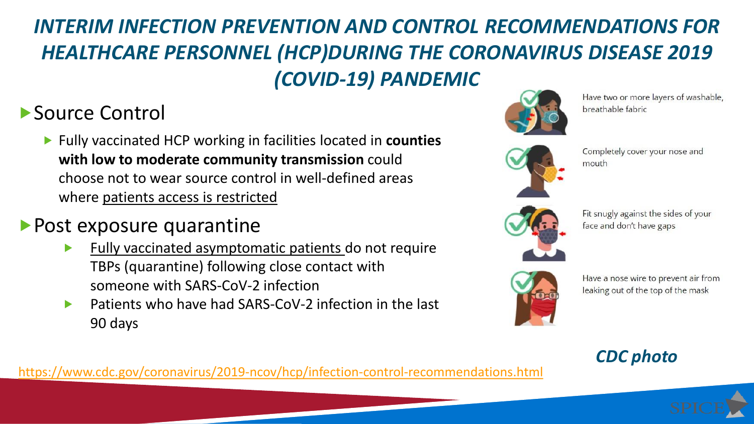# *INTERIM INFECTION PREVENTION AND CONTROL RECOMMENDATIONS FOR HEALTHCARE PERSONNEL (HCP)DURING THE CORONAVIRUS DISEASE 2019 (COVID-19) PANDEMIC*

## Source Control

- Fully vaccinated HCP working in facilities located in **counties with low to moderate community transmission** could choose not to wear source control in well-defined areas where patients access is restricted

## Post exposure quarantine

- Fully vaccinated asymptomatic patients do not require TBPs (quarantine) following close contact with someone with SARS-CoV-2 infection
- Patients who have had SARS-CoV-2 infection in the last 90 days

Have two or more layers of washable, breathable fabric

Completely cover your nose and mouth

Fit snugly against the sides of your face and don't have gaps

Have a nose wire to prevent air from leaking out of the top of the mask

***CDC photo***

https://www.cdc.gov/coronavirus/2019-ncov/hcp/infection-control-recommendations.html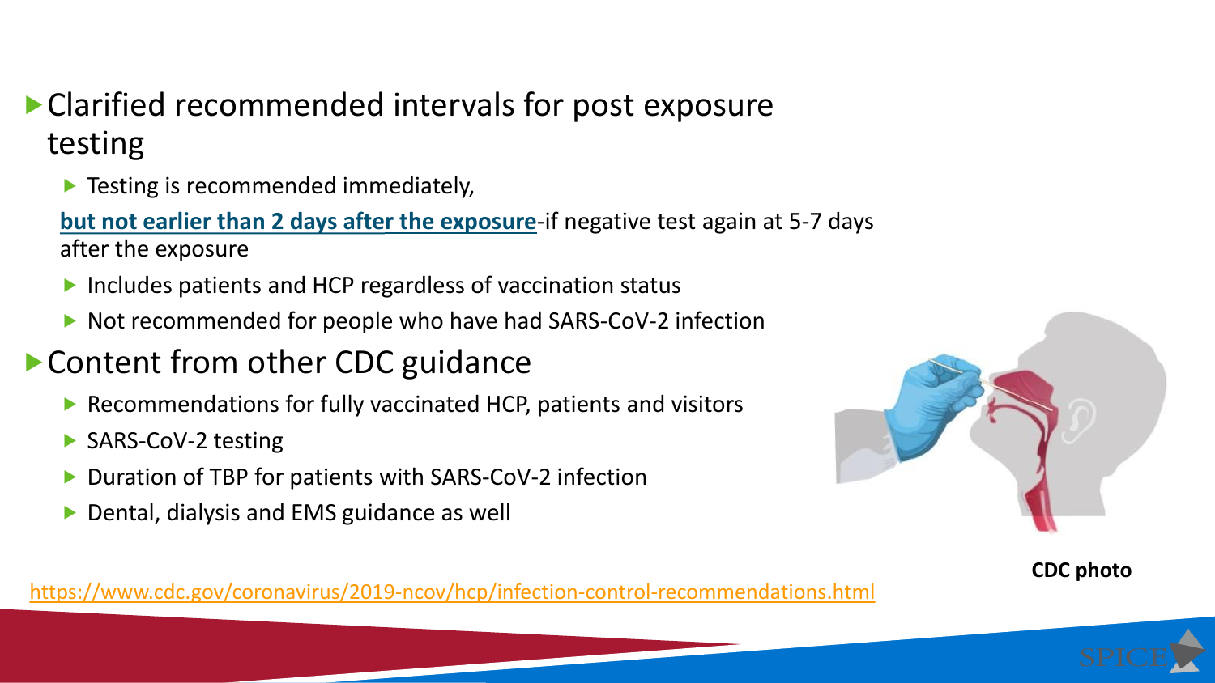- Clarified recommended intervals for post exposure testing
  - Testing is recommended immediately,

  **but not earlier than 2 days after the exposure**-if negative test again at 5-7 days after the exposure
  - Includes patients and HCP regardless of vaccination status
  - Not recommended for people who have had SARS-CoV-2 infection
- Content from other CDC guidance
  - Recommendations for fully vaccinated HCP, patients and visitors
  - SARS-CoV-2 testing
  - Duration of TBP for patients with SARS-CoV-2 infection
  - Dental, dialysis and EMS guidance as well

**CDC photo**

https://www.cdc.gov/coronavirus/2019-ncov/hcp/infection-control-recommendations.html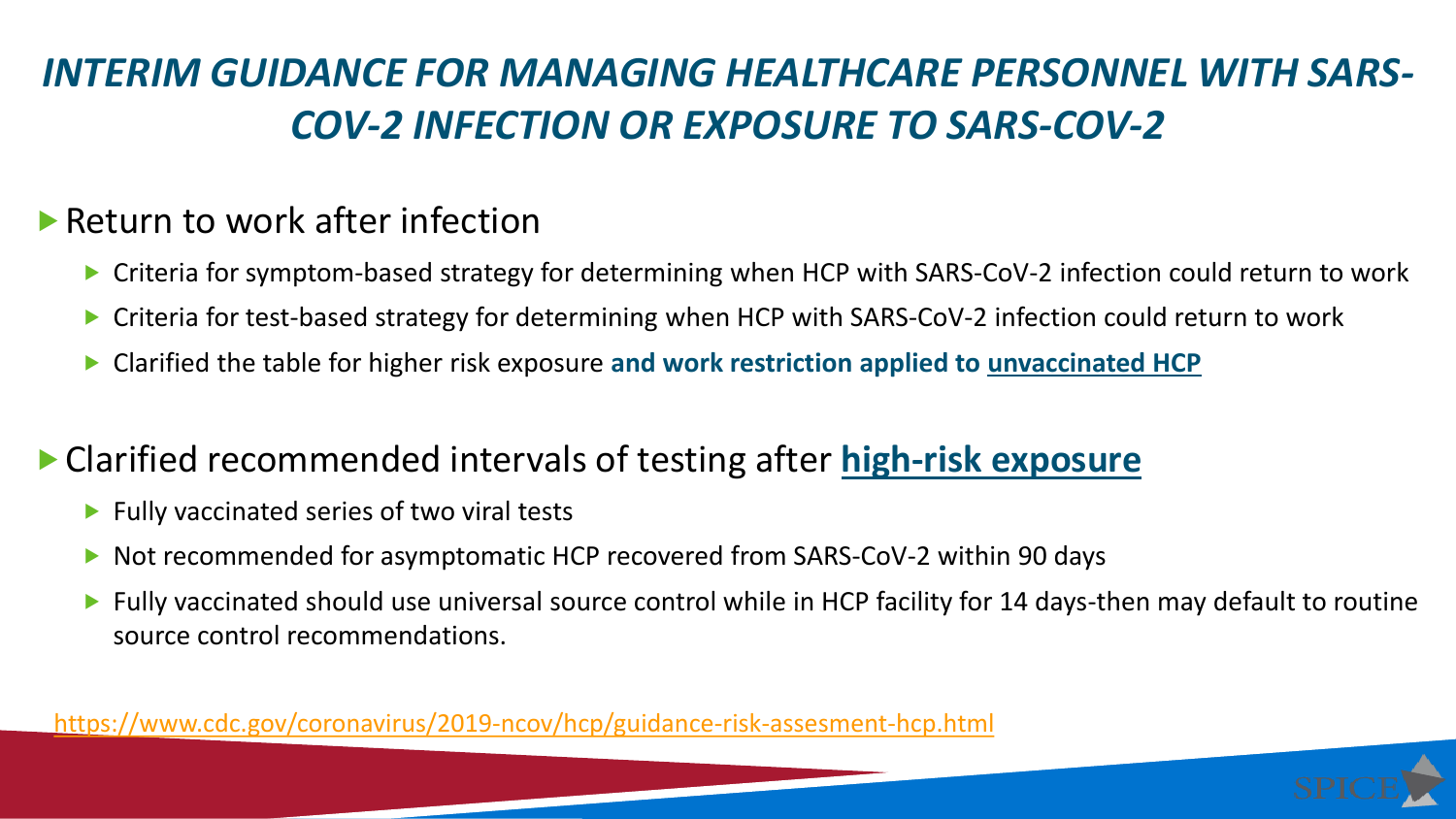# *INTERIM GUIDANCE FOR MANAGING HEALTHCARE PERSONNEL WITH SARS-COV-2 INFECTION OR EXPOSURE TO SARS-COV-2*

- Return to work after infection
  - Criteria for symptom-based strategy for determining when HCP with SARS-CoV-2 infection could return to work
  - Criteria for test-based strategy for determining when HCP with SARS-CoV-2 infection could return to work
  - Clarified the table for higher risk exposure **and work restriction applied to unvaccinated HCP**

- Clarified recommended intervals of testing after **high-risk exposure**
  - Fully vaccinated series of two viral tests
  - Not recommended for asymptomatic HCP recovered from SARS-CoV-2 within 90 days
  - Fully vaccinated should use universal source control while in HCP facility for 14 days-then may default to routine source control recommendations.

https://www.cdc.gov/coronavirus/2019-ncov/hcp/guidance-risk-assesment-hcp.html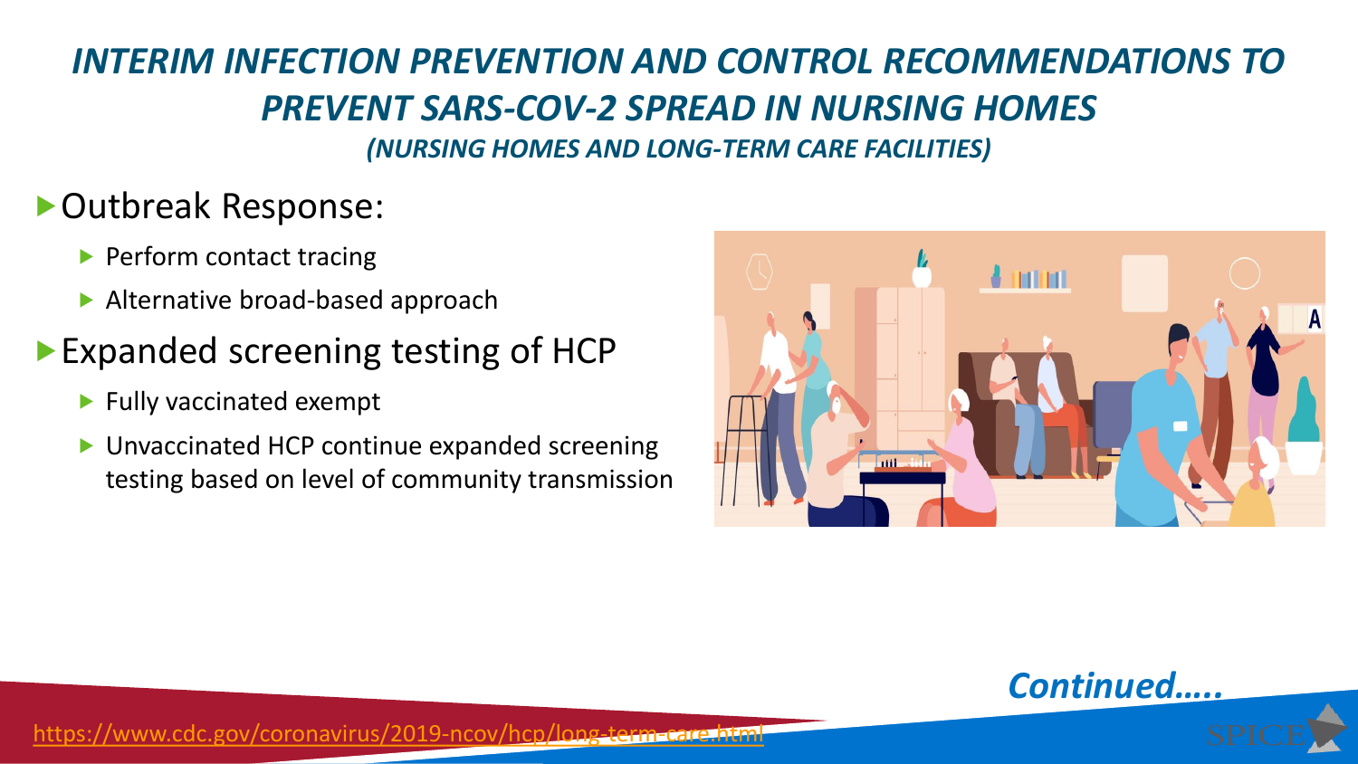# *INTERIM INFECTION PREVENTION AND CONTROL RECOMMENDATIONS TO PREVENT SARS-COV-2 SPREAD IN NURSING HOMES*

***(NURSING HOMES AND LONG-TERM CARE FACILITIES)***

- Outbreak Response:
  - Perform contact tracing
  - Alternative broad-based approach
- Expanded screening testing of HCP
  - Fully vaccinated exempt
  - Unvaccinated HCP continue expanded screening testing based on level of community transmission

***Continued…..***

https://www.cdc.gov/coronavirus/2019-ncov/hcp/long-term-care.html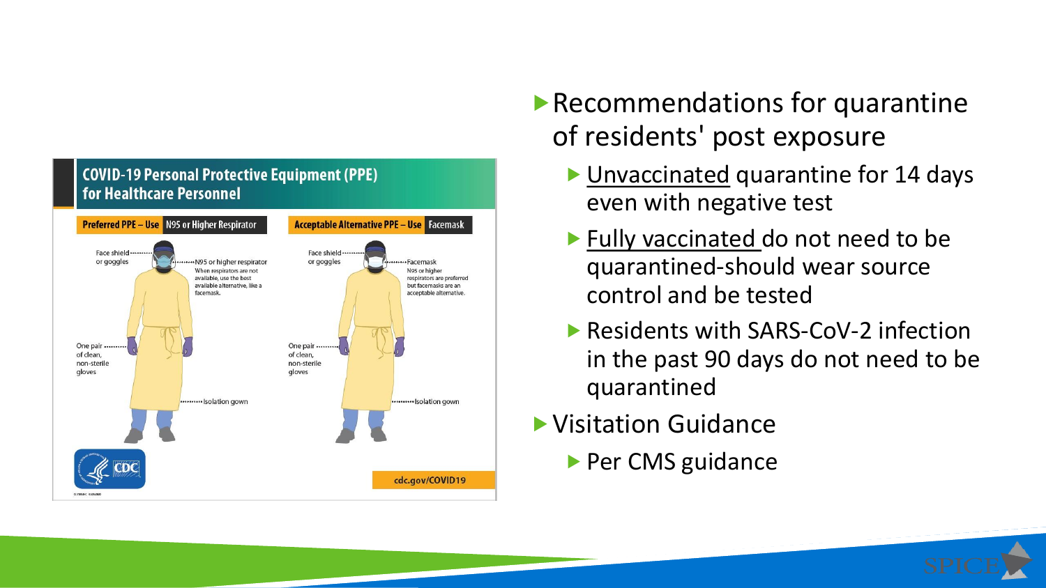**COVID-19 Personal Protective Equipment (PPE) for Healthcare Personnel**

**Preferred PPE – Use N95 or Higher Respirator**

- Face shield or goggles
- N95 or higher respirator
  When respirators are not available, use the best available alternative, like a facemask.
- One pair of clean, non-sterile gloves
- Isolation gown

**Acceptable Alternative PPE – Use Facemask**

- Face shield or goggles
- Facemask
  N95 or higher respirators are preferred but facemasks are an acceptable alternative.
- One pair of clean, non-sterile gloves
- Isolation gown

cdc.gov/COVID19

- Recommendations for quarantine of residents' post exposure
  - Unvaccinated quarantine for 14 days even with negative test
  - Fully vaccinated do not need to be quarantined-should wear source control and be tested
  - Residents with SARS-CoV-2 infection in the past 90 days do not need to be quarantined
- Visitation Guidance
  - Per CMS guidance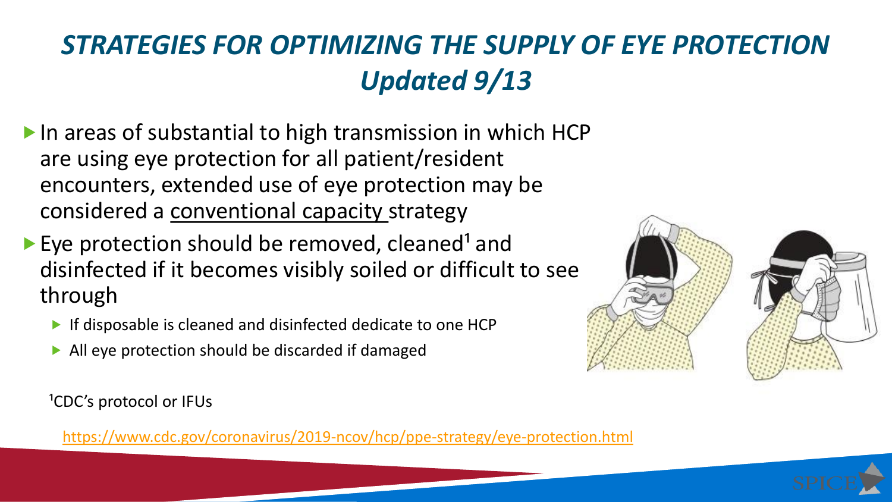# *STRATEGIES FOR OPTIMIZING THE SUPPLY OF EYE PROTECTION Updated 9/13*

- In areas of substantial to high transmission in which HCP are using eye protection for all patient/resident encounters, extended use of eye protection may be considered a conventional capacity strategy
- Eye protection should be removed, cleaned[1] and disinfected if it becomes visibly soiled or difficult to see through
  - If disposable is cleaned and disinfected dedicate to one HCP
  - All eye protection should be discarded if damaged

[1]CDC's protocol or IFUs

https://www.cdc.gov/coronavirus/2019-ncov/hcp/ppe-strategy/eye-protection.html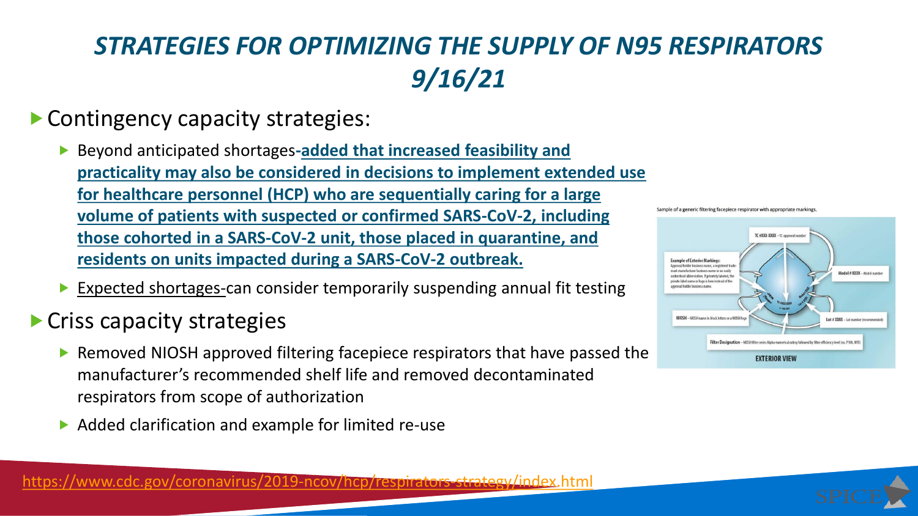# *STRATEGIES FOR OPTIMIZING THE SUPPLY OF N95 RESPIRATORS 9/16/21*

- Contingency capacity strategies:
  - Beyond anticipated shortages-**added that increased feasibility and practicality may also be considered in decisions to implement extended use for healthcare personnel (HCP) who are sequentially caring for a large volume of patients with suspected or confirmed SARS-CoV-2, including those cohorted in a SARS-CoV-2 unit, those placed in quarantine, and residents on units impacted during a SARS-CoV-2 outbreak.**
  - Expected shortages-can consider temporarily suspending annual fit testing
- Criss capacity strategies
  - Removed NIOSH approved filtering facepiece respirators that have passed the manufacturer's recommended shelf life and removed decontaminated respirators from scope of authorization
  - Added clarification and example for limited re-use

Sample of a generic filtering facepiece respirator with appropriate markings.

https://www.cdc.gov/coronavirus/2019-ncov/hcp/respirators-strategy/index.html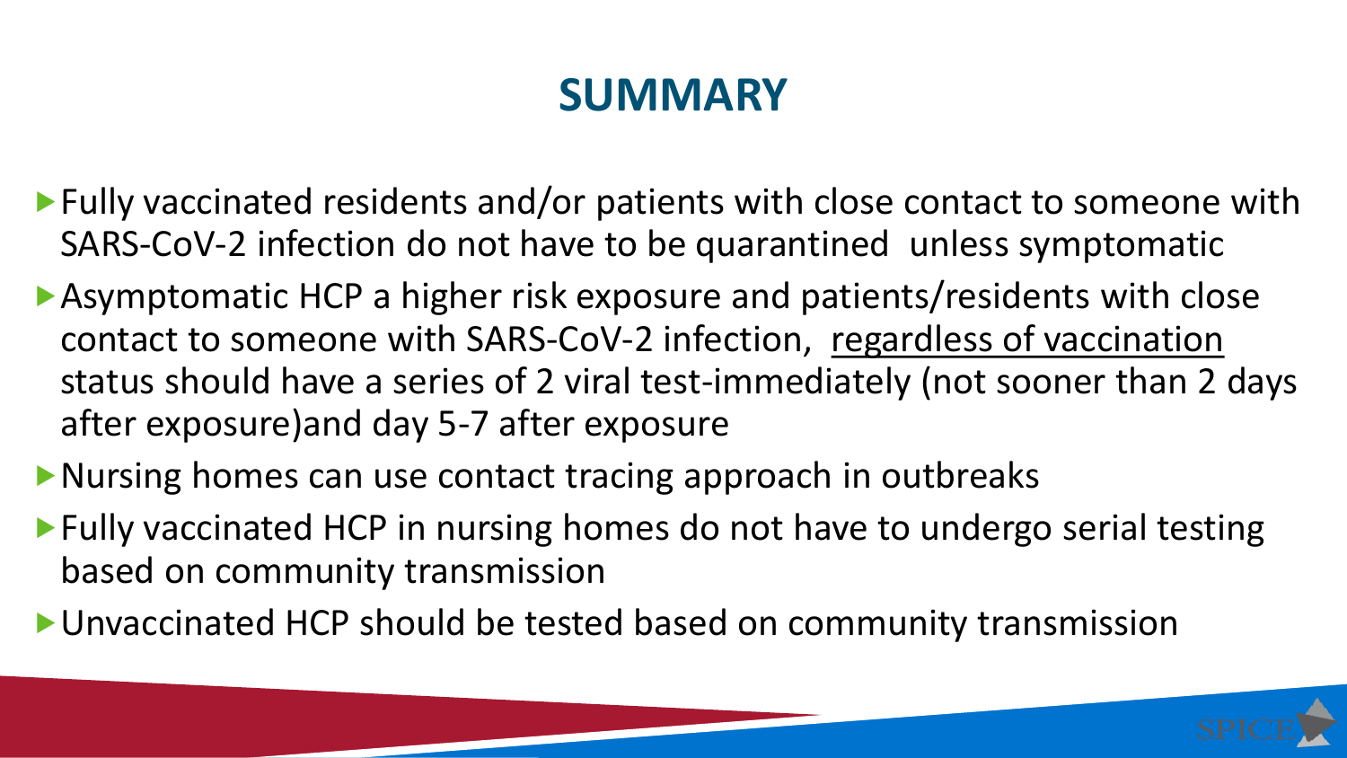# SUMMARY

- Fully vaccinated residents and/or patients with close contact to someone with SARS-CoV-2 infection do not have to be quarantined unless symptomatic
- Asymptomatic HCP a higher risk exposure and patients/residents with close contact to someone with SARS-CoV-2 infection, <u>regardless of vaccination</u> status should have a series of 2 viral test-immediately (not sooner than 2 days after exposure)and day 5-7 after exposure
- Nursing homes can use contact tracing approach in outbreaks
- Fully vaccinated HCP in nursing homes do not have to undergo serial testing based on community transmission
- Unvaccinated HCP should be tested based on community transmission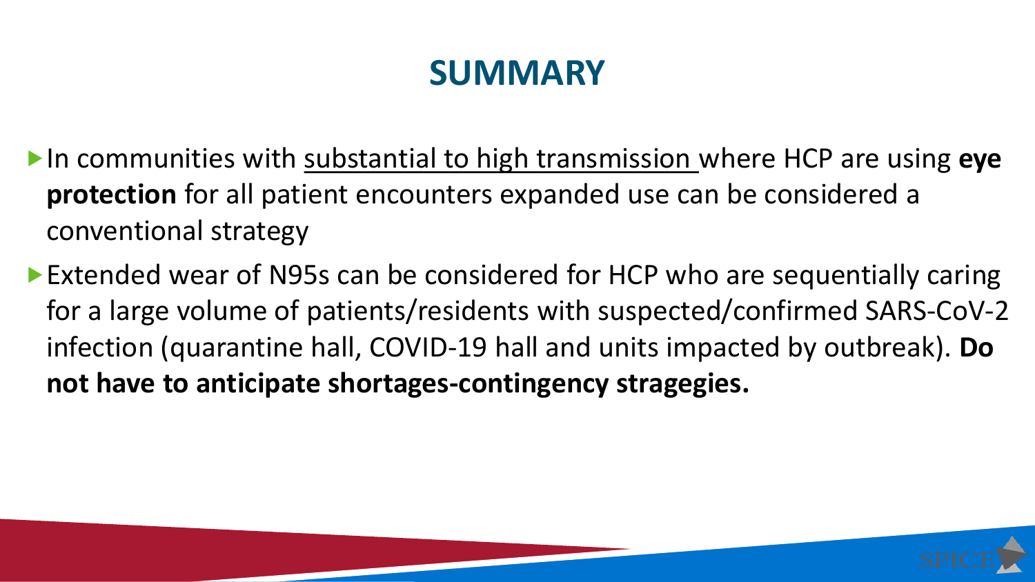# SUMMARY

- In communities with substantial to high transmission where HCP are using **eye protection** for all patient encounters expanded use can be considered a conventional strategy
- Extended wear of N95s can be considered for HCP who are sequentially caring for a large volume of patients/residents with suspected/confirmed SARS-CoV-2 infection (quarantine hall, COVID-19 hall and units impacted by outbreak). **Do not have to anticipate shortages-contingency stragegies.**